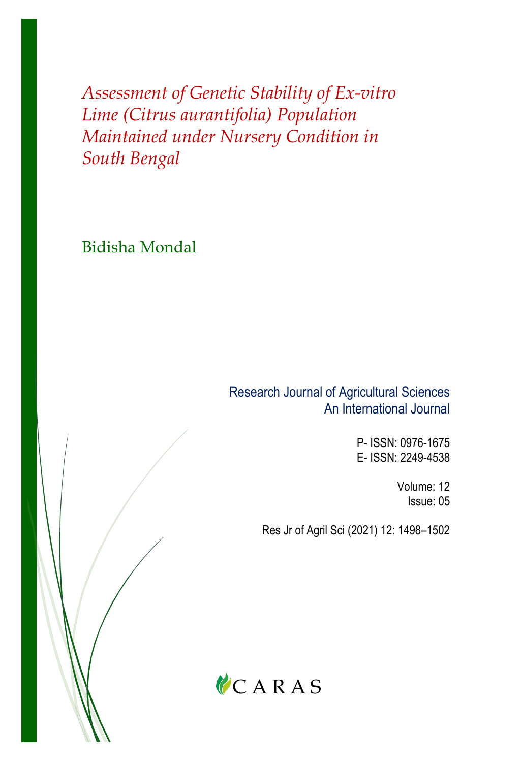# *Assessment of Genetic Stability of Ex-vitro Lime (Citrus aurantifolia) Population Maintained under Nursery Condition in South Bengal*

Bidisha Mondal

Research Journal of Agricultural Sciences
An International Journal

P- ISSN: 0976-1675
E- ISSN: 2249-4538

Volume: 12
Issue: 05

Res Jr of Agril Sci (2021) 12: 1498–1502

CARAS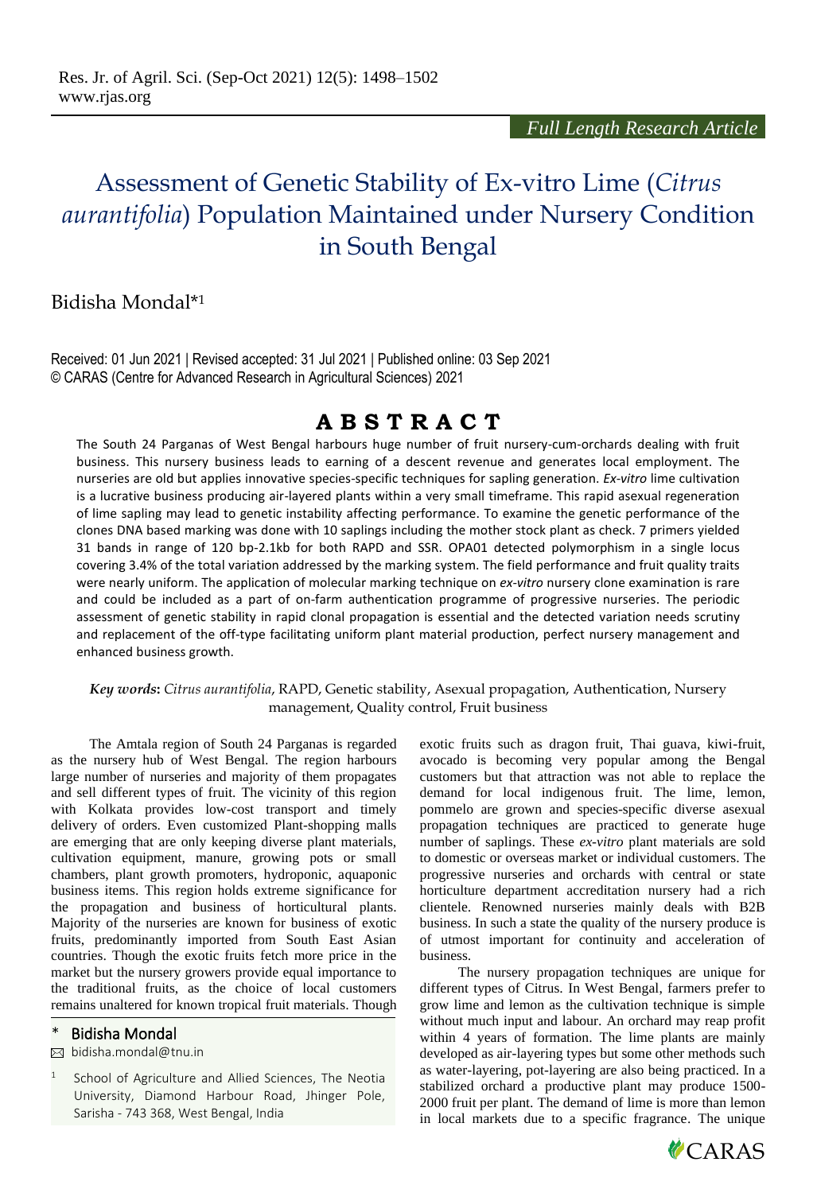# Assessment of Genetic Stability of Ex-vitro Lime (*Citrus aurantifolia*) Population Maintained under Nursery Condition in South Bengal

Bidisha Mondal*[1]

Received: 01 Jun 2021 | Revised accepted: 31 Jul 2021 | Published online: 03 Sep 2021
© CARAS (Centre for Advanced Research in Agricultural Sciences) 2021

## ABSTRACT

The South 24 Parganas of West Bengal harbours huge number of fruit nursery-cum-orchards dealing with fruit business. This nursery business leads to earning of a descent revenue and generates local employment. The nurseries are old but applies innovative species-specific techniques for sapling generation. *Ex-vitro* lime cultivation is a lucrative business producing air-layered plants within a very small timeframe. This rapid asexual regeneration of lime sapling may lead to genetic instability affecting performance. To examine the genetic performance of the clones DNA based marking was done with 10 saplings including the mother stock plant as check. 7 primers yielded 31 bands in range of 120 bp-2.1kb for both RAPD and SSR. OPA01 detected polymorphism in a single locus covering 3.4% of the total variation addressed by the marking system. The field performance and fruit quality traits were nearly uniform. The application of molecular marking technique on *ex-vitro* nursery clone examination is rare and could be included as a part of on-farm authentication programme of progressive nurseries. The periodic assessment of genetic stability in rapid clonal propagation is essential and the detected variation needs scrutiny and replacement of the off-type facilitating uniform plant material production, perfect nursery management and enhanced business growth.

***Key words*:** *Citrus aurantifolia*, RAPD, Genetic stability, Asexual propagation, Authentication, Nursery management, Quality control, Fruit business

The Amtala region of South 24 Parganas is regarded as the nursery hub of West Bengal. The region harbours large number of nurseries and majority of them propagates and sell different types of fruit. The vicinity of this region with Kolkata provides low-cost transport and timely delivery of orders. Even customized Plant-shopping malls are emerging that are only keeping diverse plant materials, cultivation equipment, manure, growing pots or small chambers, plant growth promoters, hydroponic, aquaponic business items. This region holds extreme significance for the propagation and business of horticultural plants. Majority of the nurseries are known for business of exotic fruits, predominantly imported from South East Asian countries. Though the exotic fruits fetch more price in the market but the nursery growers provide equal importance to the traditional fruits, as the choice of local customers remains unaltered for known tropical fruit materials. Though exotic fruits such as dragon fruit, Thai guava, kiwi-fruit, avocado is becoming very popular among the Bengal customers but that attraction was not able to replace the demand for local indigenous fruit. The lime, lemon, pommelo are grown and species-specific diverse asexual propagation techniques are practiced to generate huge number of saplings. These *ex-vitro* plant materials are sold to domestic or overseas market or individual customers. The progressive nurseries and orchards with central or state horticulture department accreditation nursery had a rich clientele. Renowned nurseries mainly deals with B2B business. In such a state the quality of the nursery produce is of utmost important for continuity and acceleration of business.

The nursery propagation techniques are unique for different types of Citrus. In West Bengal, farmers prefer to grow lime and lemon as the cultivation technique is simple without much input and labour. An orchard may reap profit within 4 years of formation. The lime plants are mainly developed as air-layering types but some other methods such as water-layering, pot-layering are also being practiced. In a stabilized orchard a productive plant may produce 1500-2000 fruit per plant. The demand of lime is more than lemon in local markets due to a specific fragrance. The unique

\* **Bidisha Mondal**
bidisha.mondal@tnu.in

[1] School of Agriculture and Allied Sciences, The Neotia University, Diamond Harbour Road, Jhinger Pole, Sarisha - 743 368, West Bengal, India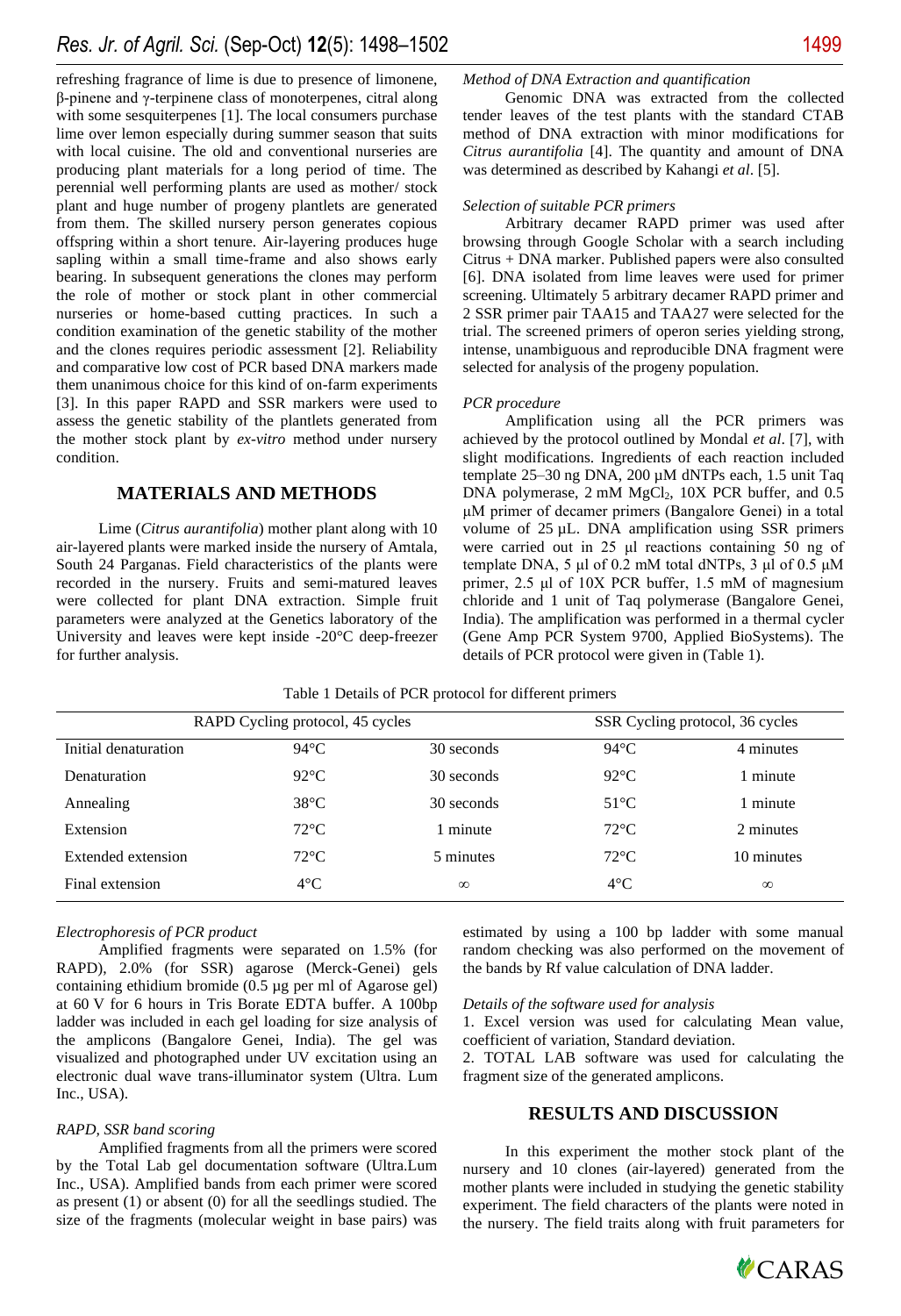refreshing fragrance of lime is due to presence of limonene, β-pinene and γ-terpinene class of monoterpenes, citral along with some sesquiterpenes [1]. The local consumers purchase lime over lemon especially during summer season that suits with local cuisine. The old and conventional nurseries are producing plant materials for a long period of time. The perennial well performing plants are used as mother/ stock plant and huge number of progeny plantlets are generated from them. The skilled nursery person generates copious offspring within a short tenure. Air-layering produces huge sapling within a small time-frame and also shows early bearing. In subsequent generations the clones may perform the role of mother or stock plant in other commercial nurseries or home-based cutting practices. In such a condition examination of the genetic stability of the mother and the clones requires periodic assessment [2]. Reliability and comparative low cost of PCR based DNA markers made them unanimous choice for this kind of on-farm experiments [3]. In this paper RAPD and SSR markers were used to assess the genetic stability of the plantlets generated from the mother stock plant by *ex-vitro* method under nursery condition.

## MATERIALS AND METHODS

Lime (*Citrus aurantifolia*) mother plant along with 10 air-layered plants were marked inside the nursery of Amtala, South 24 Parganas. Field characteristics of the plants were recorded in the nursery. Fruits and semi-matured leaves were collected for plant DNA extraction. Simple fruit parameters were analyzed at the Genetics laboratory of the University and leaves were kept inside -20°C deep-freezer for further analysis.

*Method of DNA Extraction and quantification*

Genomic DNA was extracted from the collected tender leaves of the test plants with the standard CTAB method of DNA extraction with minor modifications for *Citrus aurantifolia* [4]. The quantity and amount of DNA was determined as described by Kahangi *et al*. [5].

*Selection of suitable PCR primers*

Arbitrary decamer RAPD primer was used after browsing through Google Scholar with a search including Citrus + DNA marker. Published papers were also consulted [6]. DNA isolated from lime leaves were used for primer screening. Ultimately 5 arbitrary decamer RAPD primer and 2 SSR primer pair TAA15 and TAA27 were selected for the trial. The screened primers of operon series yielding strong, intense, unambiguous and reproducible DNA fragment were selected for analysis of the progeny population.

*PCR procedure*

Amplification using all the PCR primers was achieved by the protocol outlined by Mondal *et al*. [7], with slight modifications. Ingredients of each reaction included template 25–30 ng DNA, 200 µM dNTPs each, 1.5 unit Taq DNA polymerase, 2 mM $MgCl_2$, 10X PCR buffer, and 0.5 µM primer of decamer primers (Bangalore Genei) in a total volume of 25 µL. DNA amplification using SSR primers were carried out in 25 µl reactions containing 50 ng of template DNA, 5 µl of 0.2 mM total dNTPs, 3 µl of 0.5 µM primer, 2.5 µl of 10X PCR buffer, 1.5 mM of magnesium chloride and 1 unit of Taq polymerase (Bangalore Genei, India). The amplification was performed in a thermal cycler (Gene Amp PCR System 9700, Applied BioSystems). The details of PCR protocol were given in (Table 1).

Table 1 Details of PCR protocol for different primers

| RAPD Cycling protocol, 45 cycles | | | SSR Cycling protocol, 36 cycles | |
|---|---|---|---|---|
| Initial denaturation | 94°C | 30 seconds | 94°C | 4 minutes |
| Denaturation | 92°C | 30 seconds | 92°C | 1 minute |
| Annealing | 38°C | 30 seconds | 51°C | 1 minute |
| Extension | 72°C | 1 minute | 72°C | 2 minutes |
| Extended extension | 72°C | 5 minutes | 72°C | 10 minutes |
| Final extension | 4°C | ∞ | 4°C | ∞ |

*Electrophoresis of PCR product*

Amplified fragments were separated on 1.5% (for RAPD), 2.0% (for SSR) agarose (Merck-Genei) gels containing ethidium bromide (0.5 µg per ml of Agarose gel) at 60 V for 6 hours in Tris Borate EDTA buffer. A 100bp ladder was included in each gel loading for size analysis of the amplicons (Bangalore Genei, India). The gel was visualized and photographed under UV excitation using an electronic dual wave trans-illuminator system (Ultra. Lum Inc., USA).

*RAPD, SSR band scoring*

Amplified fragments from all the primers were scored by the Total Lab gel documentation software (Ultra.Lum Inc., USA). Amplified bands from each primer were scored as present (1) or absent (0) for all the seedlings studied. The size of the fragments (molecular weight in base pairs) was estimated by using a 100 bp ladder with some manual random checking was also performed on the movement of the bands by Rf value calculation of DNA ladder.

*Details of the software used for analysis*

1. Excel version was used for calculating Mean value, coefficient of variation, Standard deviation.
2. TOTAL LAB software was used for calculating the fragment size of the generated amplicons.

## RESULTS AND DISCUSSION

In this experiment the mother stock plant of the nursery and 10 clones (air-layered) generated from the mother plants were included in studying the genetic stability experiment. The field characters of the plants were noted in the nursery. The field traits along with fruit parameters for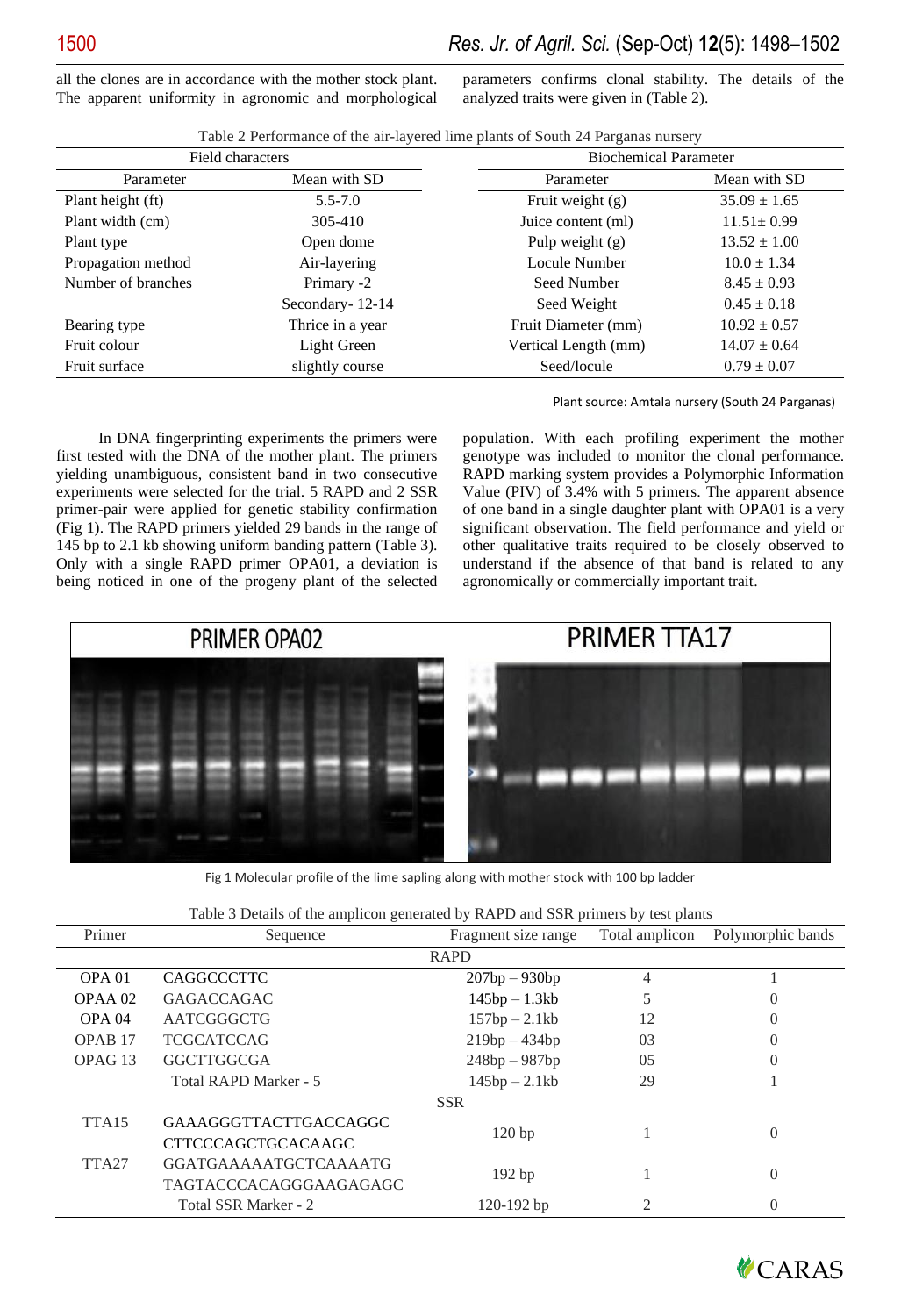all the clones are in accordance with the mother stock plant. The apparent uniformity in agronomic and morphological parameters confirms clonal stability. The details of the analyzed traits were given in (Table 2).

Table 2 Performance of the air-layered lime plants of South 24 Parganas nursery

| Field characters | | Biochemical Parameter | |
|---|---|---|---|
| Parameter | Mean with SD | Parameter | Mean with SD |
| Plant height (ft) | 5.5-7.0 | Fruit weight (g) | 35.09 ± 1.65 |
| Plant width (cm) | 305-410 | Juice content (ml) | 11.51± 0.99 |
| Plant type | Open dome | Pulp weight (g) | 13.52 ± 1.00 |
| Propagation method | Air-layering | Locule Number | 10.0 ± 1.34 |
| Number of branches | Primary -2 | Seed Number | 8.45 ± 0.93 |
| | Secondary- 12-14 | Seed Weight | 0.45 ± 0.18 |
| Bearing type | Thrice in a year | Fruit Diameter (mm) | 10.92 ± 0.57 |
| Fruit colour | Light Green | Vertical Length (mm) | 14.07 ± 0.64 |
| Fruit surface | slightly course | Seed/locule | 0.79 ± 0.07 |

Plant source: Amtala nursery (South 24 Parganas)

In DNA fingerprinting experiments the primers were first tested with the DNA of the mother plant. The primers yielding unambiguous, consistent band in two consecutive experiments were selected for the trial. 5 RAPD and 2 SSR primer-pair were applied for genetic stability confirmation (Fig 1). The RAPD primers yielded 29 bands in the range of 145 bp to 2.1 kb showing uniform banding pattern (Table 3). Only with a single RAPD primer OPA01, a deviation is being noticed in one of the progeny plant of the selected population. With each profiling experiment the mother genotype was included to monitor the clonal performance. RAPD marking system provides a Polymorphic Information Value (PIV) of 3.4% with 5 primers. The apparent absence of one band in a single daughter plant with OPA01 is a very significant observation. The field performance and yield or other qualitative traits required to be closely observed to understand if the absence of that band is related to any agronomically or commercially important trait.

Fig 1 Molecular profile of the lime sapling along with mother stock with 100 bp ladder

Table 3 Details of the amplicon generated by RAPD and SSR primers by test plants

| Primer | Sequence | Fragment size range | Total amplicon | Polymorphic bands |
|---|---|---|---|---|
| | | RAPD | | |
| OPA 01 | CAGGCCCTTC | 207bp – 930bp | 4 | 1 |
| OPAA 02 | GAGACCAGAC | 145bp – 1.3kb | 5 | 0 |
| OPA 04 | AATCGGGCTG | 157bp – 2.1kb | 12 | 0 |
| OPAB 17 | TCGCATCCAG | 219bp – 434bp | 03 | 0 |
| OPAG 13 | GGCTTGGCGA | 248bp – 987bp | 05 | 0 |
| | Total RAPD Marker - 5 | 145bp – 2.1kb | 29 | 1 |
| | | SSR | | |
| TTA15 | GAAAGGGTTACTTGACCAGGC CTTCCCAGCTGCACAAGC | 120 bp | 1 | 0 |
| TTA27 | GGATGAAAAATGCTCAAAATG TAGTACCCACAGGGAAGAGAGC | 192 bp | 1 | 0 |
| | Total SSR Marker - 2 | 120-192 bp | 2 | 0 |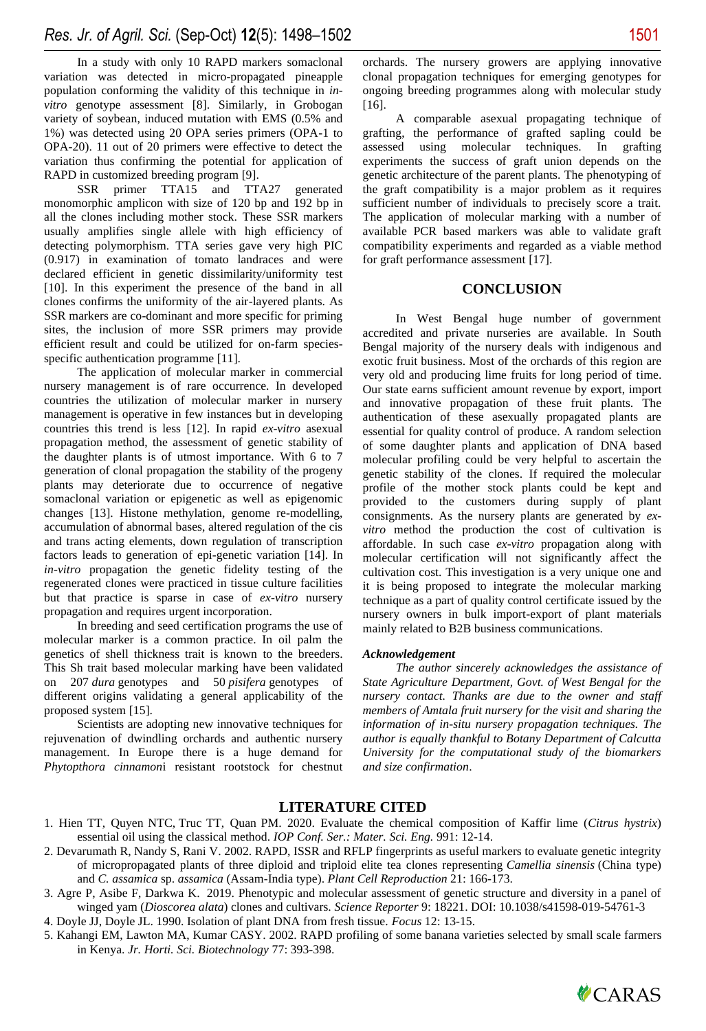In a study with only 10 RAPD markers somaclonal variation was detected in micro-propagated pineapple population conforming the validity of this technique in *in-vitro* genotype assessment [8]. Similarly, in Grobogan variety of soybean, induced mutation with EMS (0.5% and 1%) was detected using 20 OPA series primers (OPA-1 to OPA-20). 11 out of 20 primers were effective to detect the variation thus confirming the potential for application of RAPD in customized breeding program [9].

SSR primer TTA15 and TTA27 generated monomorphic amplicon with size of 120 bp and 192 bp in all the clones including mother stock. These SSR markers usually amplifies single allele with high efficiency of detecting polymorphism. TTA series gave very high PIC (0.917) in examination of tomato landraces and were declared efficient in genetic dissimilarity/uniformity test [10]. In this experiment the presence of the band in all clones confirms the uniformity of the air-layered plants. As SSR markers are co-dominant and more specific for priming sites, the inclusion of more SSR primers may provide efficient result and could be utilized for on-farm species-specific authentication programme [11].

The application of molecular marker in commercial nursery management is of rare occurrence. In developed countries the utilization of molecular marker in nursery management is operative in few instances but in developing countries this trend is less [12]. In rapid *ex-vitro* asexual propagation method, the assessment of genetic stability of the daughter plants is of utmost importance. With 6 to 7 generation of clonal propagation the stability of the progeny plants may deteriorate due to occurrence of negative somaclonal variation or epigenetic as well as epigenomic changes [13]. Histone methylation, genome re-modelling, accumulation of abnormal bases, altered regulation of the cis and trans acting elements, down regulation of transcription factors leads to generation of epi-genetic variation [14]. In *in-vitro* propagation the genetic fidelity testing of the regenerated clones were practiced in tissue culture facilities but that practice is sparse in case of *ex-vitro* nursery propagation and requires urgent incorporation.

In breeding and seed certification programs the use of molecular marker is a common practice. In oil palm the genetics of shell thickness trait is known to the breeders. This Sh trait based molecular marking have been validated on 207 *dura* genotypes and 50 *pisifera* genotypes of different origins validating a general applicability of the proposed system [15].

Scientists are adopting new innovative techniques for rejuvenation of dwindling orchards and authentic nursery management. In Europe there is a huge demand for *Phytopthora cinnamon*i resistant rootstock for chestnut orchards. The nursery growers are applying innovative clonal propagation techniques for emerging genotypes for ongoing breeding programmes along with molecular study [16].

A comparable asexual propagating technique of grafting, the performance of grafted sapling could be assessed using molecular techniques. In grafting experiments the success of graft union depends on the genetic architecture of the parent plants. The phenotyping of the graft compatibility is a major problem as it requires sufficient number of individuals to precisely score a trait. The application of molecular marking with a number of available PCR based markers was able to validate graft compatibility experiments and regarded as a viable method for graft performance assessment [17].

## CONCLUSION

In West Bengal huge number of government accredited and private nurseries are available. In South Bengal majority of the nursery deals with indigenous and exotic fruit business. Most of the orchards of this region are very old and producing lime fruits for long period of time. Our state earns sufficient amount revenue by export, import and innovative propagation of these fruit plants. The authentication of these asexually propagated plants are essential for quality control of produce. A random selection of some daughter plants and application of DNA based molecular profiling could be very helpful to ascertain the genetic stability of the clones. If required the molecular profile of the mother stock plants could be kept and provided to the customers during supply of plant consignments. As the nursery plants are generated by *ex-vitro* method the production the cost of cultivation is affordable. In such case *ex-vitro* propagation along with molecular certification will not significantly affect the cultivation cost. This investigation is a very unique one and it is being proposed to integrate the molecular marking technique as a part of quality control certificate issued by the nursery owners in bulk import-export of plant materials mainly related to B2B business communications.

***Acknowledgement***

*The author sincerely acknowledges the assistance of State Agriculture Department, Govt. of West Bengal for the nursery contact. Thanks are due to the owner and staff members of Amtala fruit nursery for the visit and sharing the information of in-situ nursery propagation techniques. The author is equally thankful to Botany Department of Calcutta University for the computational study of the biomarkers and size confirmation*.

## LITERATURE CITED

1. Hien TT, Quyen NTC, Truc TT, Quan PM. 2020. Evaluate the chemical composition of Kaffir lime (*Citrus hystrix*) essential oil using the classical method. *IOP Conf. Ser.: Mater. Sci. Eng.* 991: 12-14.
2. Devarumath R, Nandy S, Rani V. 2002. RAPD, ISSR and RFLP fingerprints as useful markers to evaluate genetic integrity of micropropagated plants of three diploid and triploid elite tea clones representing *Camellia sinensis* (China type) and *C. assamica* sp. *assamica* (Assam-India type). *Plant Cell Reproduction* 21: 166-173.
3. Agre P, Asibe F, Darkwa K. 2019. Phenotypic and molecular assessment of genetic structure and diversity in a panel of winged yam (*Dioscorea alata*) clones and cultivars. *Science Reporter* 9: 18221. DOI: 10.1038/s41598-019-54761-3
4. Doyle JJ, Doyle JL. 1990. Isolation of plant DNA from fresh tissue. *Focus* 12: 13-15.
5. Kahangi EM, Lawton MA, Kumar CASY. 2002. RAPD profiling of some banana varieties selected by small scale farmers in Kenya. *Jr. Horti. Sci. Biotechnology* 77: 393-398.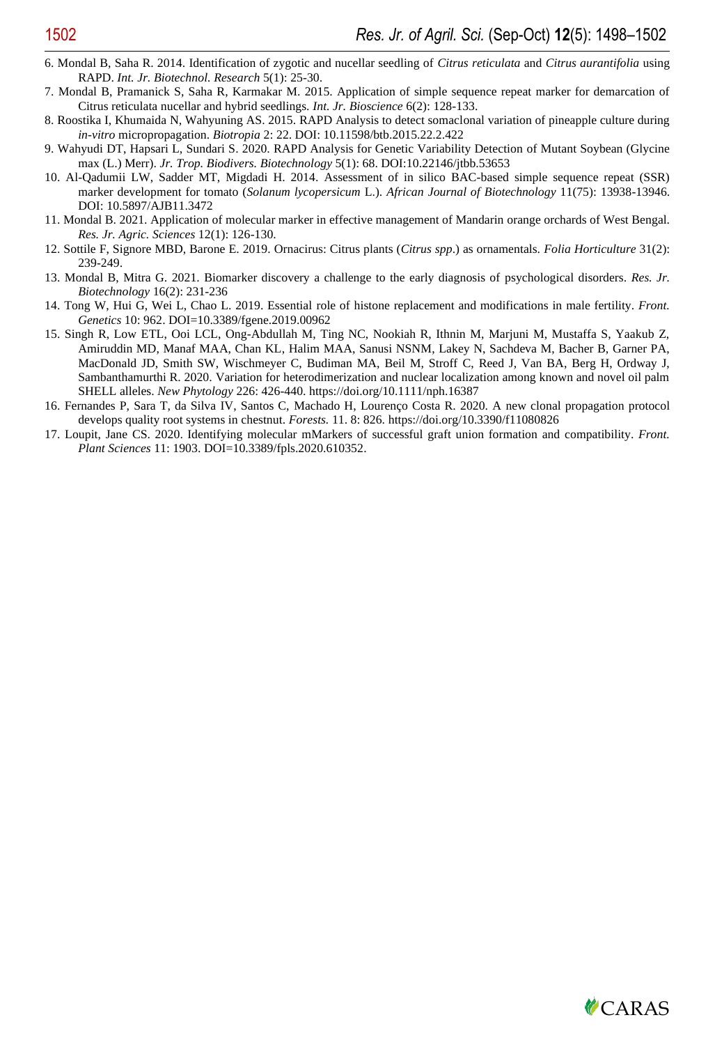6. Mondal B, Saha R. 2014. Identification of zygotic and nucellar seedling of *Citrus reticulata* and *Citrus aurantifolia* using RAPD. *Int. Jr. Biotechnol. Research* 5(1): 25-30.
7. Mondal B, Pramanick S, Saha R, Karmakar M. 2015. Application of simple sequence repeat marker for demarcation of Citrus reticulata nucellar and hybrid seedlings. *Int. Jr. Bioscience* 6(2): 128-133.
8. Roostika I, Khumaida N, Wahyuning AS. 2015. RAPD Analysis to detect somaclonal variation of pineapple culture during *in-vitro* micropropagation. *Biotropia* 2: 22. DOI: 10.11598/btb.2015.22.2.422
9. Wahyudi DT, Hapsari L, Sundari S. 2020. RAPD Analysis for Genetic Variability Detection of Mutant Soybean (Glycine max (L.) Merr). *Jr. Trop. Biodivers. Biotechnology* 5(1): 68. DOI:10.22146/jtbb.53653
10. Al-Qadumii LW, Sadder MT, Migdadi H. 2014. Assessment of in silico BAC-based simple sequence repeat (SSR) marker development for tomato (*Solanum lycopersicum* L.). *African Journal of Biotechnology* 11(75): 13938-13946. DOI: 10.5897/AJB11.3472
11. Mondal B. 2021. Application of molecular marker in effective management of Mandarin orange orchards of West Bengal. *Res. Jr. Agric. Sciences* 12(1): 126-130.
12. Sottile F, Signore MBD, Barone E. 2019. Ornacirus: Citrus plants (*Citrus spp*.) as ornamentals. *Folia Horticulture* 31(2): 239-249.
13. Mondal B, Mitra G. 2021. Biomarker discovery a challenge to the early diagnosis of psychological disorders. *Res. Jr. Biotechnology* 16(2): 231-236
14. Tong W, Hui G, Wei L, Chao L. 2019. Essential role of histone replacement and modifications in male fertility. *Front. Genetics* 10: 962. DOI=10.3389/fgene.2019.00962
15. Singh R, Low ETL, Ooi LCL, Ong-Abdullah M, Ting NC, Nookiah R, Ithnin M, Marjuni M, Mustaffa S, Yaakub Z, Amiruddin MD, Manaf MAA, Chan KL, Halim MAA, Sanusi NSNM, Lakey N, Sachdeva M, Bacher B, Garner PA, MacDonald JD, Smith SW, Wischmeyer C, Budiman MA, Beil M, Stroff C, Reed J, Van BA, Berg H, Ordway J, Sambanthamurthi R. 2020. Variation for heterodimerization and nuclear localization among known and novel oil palm SHELL alleles. *New Phytology* 226: 426-440. https://doi.org/10.1111/nph.16387
16. Fernandes P, Sara T, da Silva IV, Santos C, Machado H, Lourenço Costa R. 2020. A new clonal propagation protocol develops quality root systems in chestnut. *Forests.* 11. 8: 826. https://doi.org/10.3390/f11080826
17. Loupit, Jane CS. 2020. Identifying molecular mMarkers of successful graft union formation and compatibility. *Front. Plant Sciences* 11: 1903. DOI=10.3389/fpls.2020.610352.